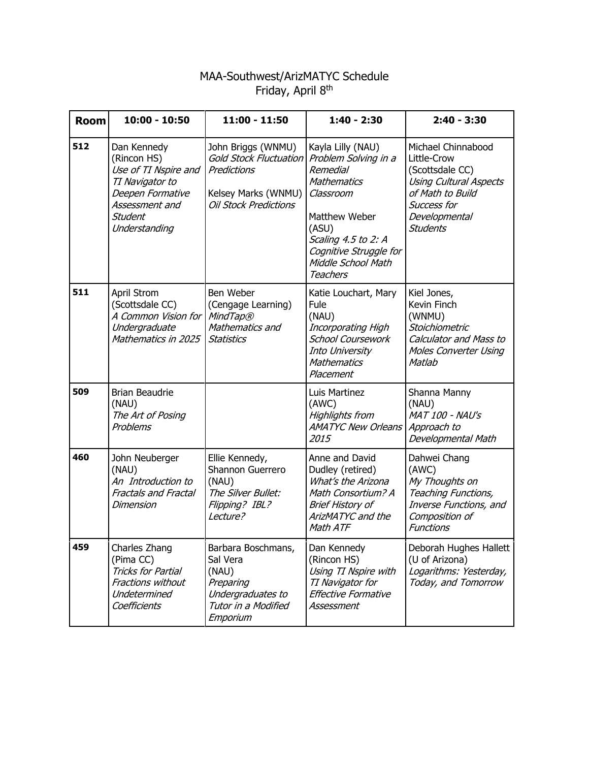# MAA-Southwest/ArizMATYC Schedule
## Friday, April 8th

| Room | 10:00 - 10:50 | 11:00 - 11:50 | 1:40 - 2:30 | 2:40 - 3:30 |
|---|---|---|---|---|
| 512 | Dan Kennedy (Rincon HS) *Use of TI Nspire and TI Navigator to Deepen Formative Assessment and Student Understanding* | John Briggs (WNMU) *Gold Stock Fluctuation Predictions*<br><br>Kelsey Marks (WNMU) *Oil Stock Predictions* | Kayla Lilly (NAU) *Problem Solving in a Remedial Mathematics Classroom*<br><br>Matthew Weber (ASU) *Scaling 4.5 to 2: A Cognitive Struggle for Middle School Math Teachers* | Michael Chinnabood Little-Crow (Scottsdale CC) *Using Cultural Aspects of Math to Build Success for Developmental Students* |
| 511 | April Strom (Scottsdale CC) *A Common Vision for Undergraduate Mathematics in 2025* | Ben Weber (Cengage Learning) *MindTap® Mathematics and Statistics* | Katie Louchart, Mary Fule (NAU) *Incorporating High School Coursework Into University Mathematics Placement* | Kiel Jones, Kevin Finch (WNMU) *Stoichiometric Calculator and Mass to Moles Converter Using Matlab* |
| 509 | Brian Beaudrie (NAU) *The Art of Posing Problems* | | Luis Martinez (AWC) *Highlights from AMATYC New Orleans 2015* | Shanna Manny (NAU) *MAT 100 - NAU's Approach to Developmental Math* |
| 460 | John Neuberger (NAU) *An Introduction to Fractals and Fractal Dimension* | Ellie Kennedy, Shannon Guerrero (NAU) *The Silver Bullet: Flipping? IBL? Lecture?* | Anne and David Dudley (retired) *What's the Arizona Math Consortium? A Brief History of ArizMATYC and the Math ATF* | Dahwei Chang (AWC) *My Thoughts on Teaching Functions, Inverse Functions, and Composition of Functions* |
| 459 | Charles Zhang (Pima CC) *Tricks for Partial Fractions without Undetermined Coefficients* | Barbara Boschmans, Sal Vera (NAU) *Preparing Undergraduates to Tutor in a Modified Emporium* | Dan Kennedy (Rincon HS) *Using TI Nspire with TI Navigator for Effective Formative Assessment* | Deborah Hughes Hallett (U of Arizona) *Logarithms: Yesterday, Today, and Tomorrow* |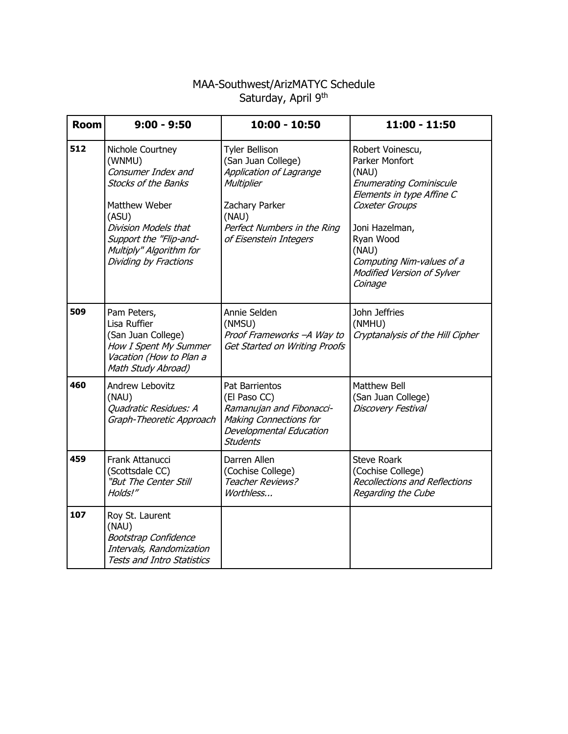MAA-Southwest/ArizMATYC Schedule
Saturday, April 9th

| Room | 9:00 - 9:50 | 10:00 - 10:50 | 11:00 - 11:50 |
| --- | --- | --- | --- |
| **512** | Nichole Courtney (WNMU) *Consumer Index and Stocks of the Banks*<br><br>Matthew Weber (ASU) *Division Models that Support the "Flip-and-Multiply" Algorithm for Dividing by Fractions* | Tyler Bellison (San Juan College) *Application of Lagrange Multiplier*<br><br>Zachary Parker (NAU) *Perfect Numbers in the Ring of Eisenstein Integers* | Robert Voinescu, Parker Monfort (NAU) *Enumerating Cominiscule Elements in type Affine C Coxeter Groups*<br><br>Joni Hazelman, Ryan Wood (NAU) *Computing Nim-values of a Modified Version of Sylver Coinage* |
| **509** | Pam Peters, Lisa Ruffier (San Juan College) *How I Spent My Summer Vacation (How to Plan a Math Study Abroad)* | Annie Selden (NMSU) *Proof Frameworks –A Way to Get Started on Writing Proofs* | John Jeffries (NMHU) *Cryptanalysis of the Hill Cipher* |
| **460** | Andrew Lebovitz (NAU) *Quadratic Residues: A Graph-Theoretic Approach* | Pat Barrientos (El Paso CC) *Ramanujan and Fibonacci-Making Connections for Developmental Education Students* | Matthew Bell (San Juan College) *Discovery Festival* |
| **459** | Frank Attanucci (Scottsdale CC) *"But The Center Still Holds!"* | Darren Allen (Cochise College) *Teacher Reviews? Worthless...* | Steve Roark (Cochise College) *Recollections and Reflections Regarding the Cube* |
| **107** | Roy St. Laurent (NAU) *Bootstrap Confidence Intervals, Randomization Tests and Intro Statistics* | | |